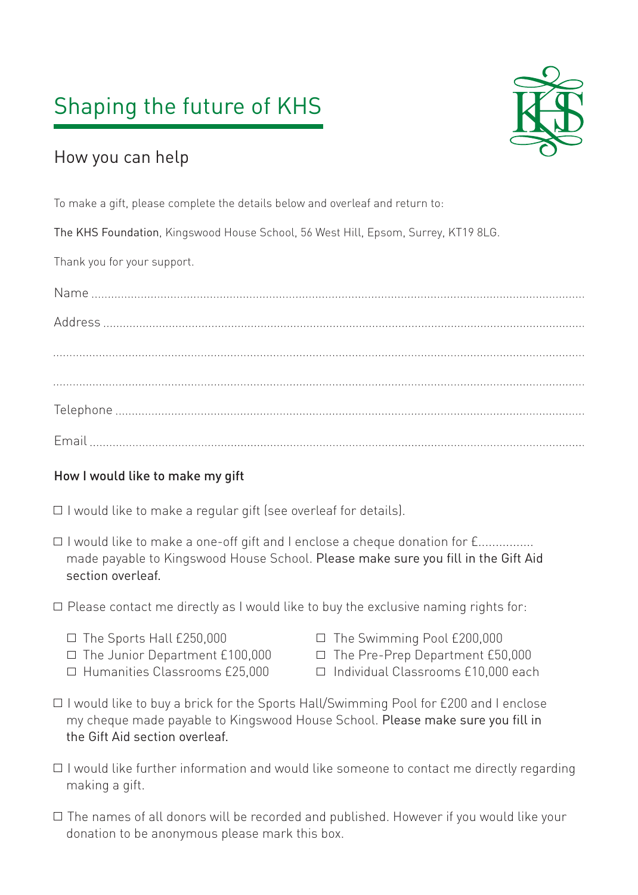# Shaping the future of KHS

## How you can help

To make a gift, please complete the details below and overleaf and return to:

The KHS Foundation, Kingswood House School, 56 West Hill, Epsom, Surrey, KT19 8LG.

Thank you for your support.

Name ..........................................................................................................................................

Address ......................................................................................................................................

....................................................................................................................................................

....................................................................................................................................................

Telephone ..................................................................................................................................

Email ..........................................................................................................................................

### How I would like to make my gift

☐ I would like to make a regular gift (see overleaf for details).

☐ I would like to make a one-off gift and I enclose a cheque donation for £................ made payable to Kingswood House School. Please make sure you fill in the Gift Aid section overleaf.

☐ Please contact me directly as I would like to buy the exclusive naming rights for:

- ☐ The Sports Hall £250,000
- ☐ The Junior Department £100,000
- ☐ Humanities Classrooms £25,000
- ☐ The Swimming Pool £200,000
- ☐ The Pre-Prep Department £50,000
- ☐ Individual Classrooms £10,000 each

☐ I would like to buy a brick for the Sports Hall/Swimming Pool for £200 and I enclose my cheque made payable to Kingswood House School. Please make sure you fill in the Gift Aid section overleaf.

☐ I would like further information and would like someone to contact me directly regarding making a gift.

☐ The names of all donors will be recorded and published. However if you would like your donation to be anonymous please mark this box.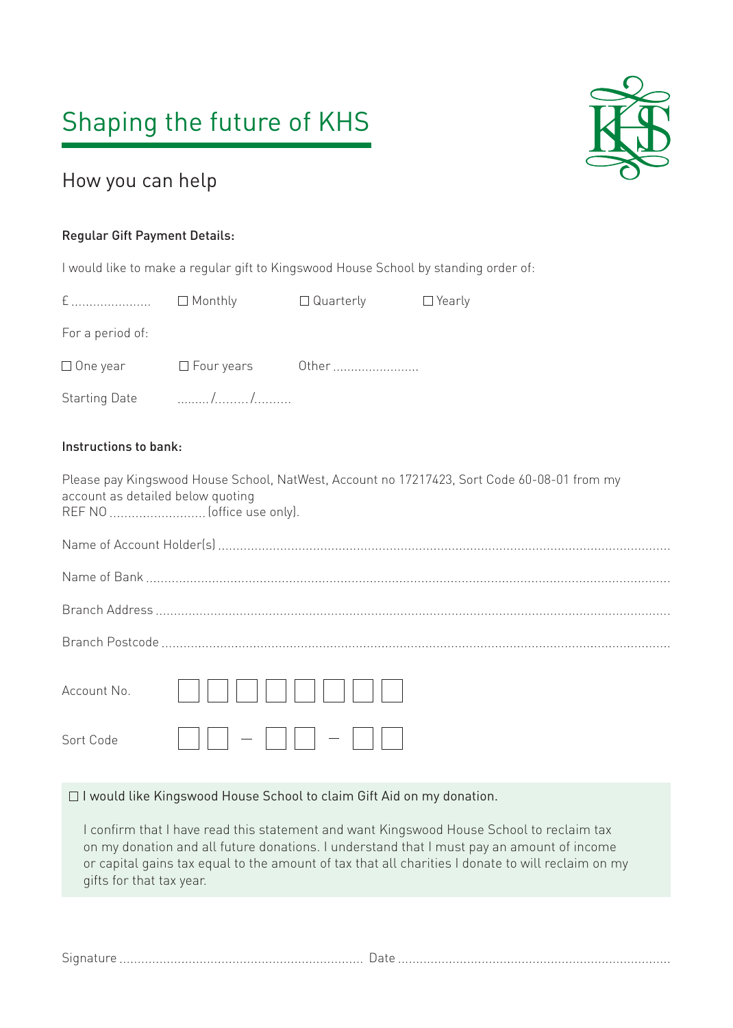# Shaping the future of KHS

## How you can help

**Regular Gift Payment Details:**

I would like to make a regular gift to Kingswood House School by standing order of:

£ ...................... ☐ Monthly ☐ Quarterly ☐ Yearly

For a period of:

☐ One year ☐ Four years Other ........................

Starting Date ........./........./.........

**Instructions to bank:**

Please pay Kingswood House School, NatWest, Account no 17217423, Sort Code 60-08-01 from my account as detailed below quoting
REF NO .......................... (office use only).

Name of Account Holder(s) ..........................................................................................................................

Name of Bank ..........................................................................................................................

Branch Address ..........................................................................................................................

Branch Postcode ..........................................................................................................................

Account No. ☐☐☐☐☐☐☐☐

Sort Code ☐☐ – ☐☐ – ☐☐

☐ I would like Kingswood House School to claim Gift Aid on my donation.

I confirm that I have read this statement and want Kingswood House School to reclaim tax on my donation and all future donations. I understand that I must pay an amount of income or capital gains tax equal to the amount of tax that all charities I donate to will reclaim on my gifts for that tax year.

Signature .................................................................. Date ..........................................................................